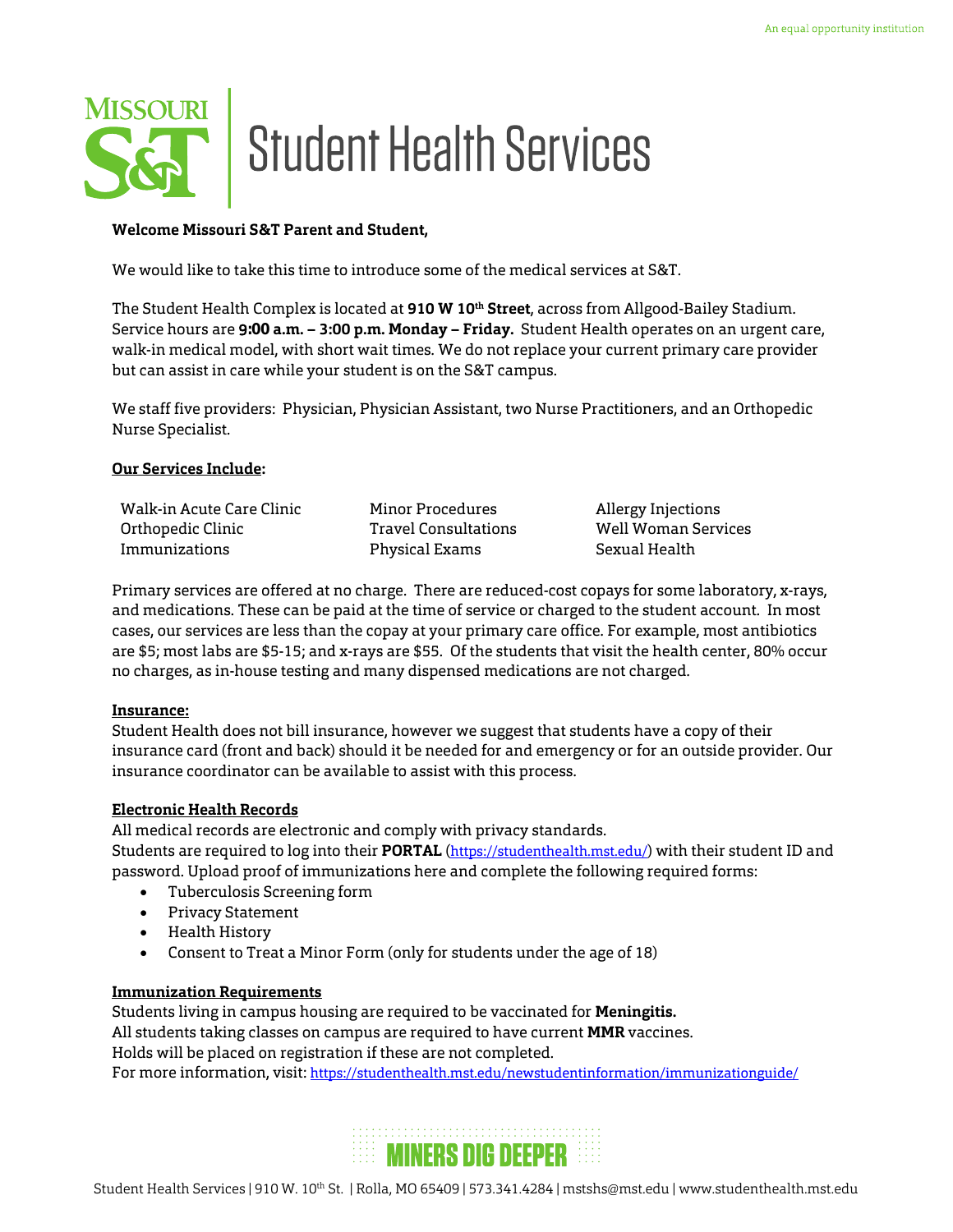An equal opportunity institution

# Missouri S&T | Student Health Services

**Welcome Missouri S&T Parent and Student,**

We would like to take this time to introduce some of the medical services at S&T.

The Student Health Complex is located at **910 W 10th Street**, across from Allgood-Bailey Stadium. Service hours are **9:00 a.m. – 3:00 p.m. Monday – Friday.** Student Health operates on an urgent care, walk-in medical model, with short wait times. We do not replace your current primary care provider but can assist in care while your student is on the S&T campus.

We staff five providers: Physician, Physician Assistant, two Nurse Practitioners, and an Orthopedic Nurse Specialist.

**Our Services Include:**

- Walk-in Acute Care Clinic
- Orthopedic Clinic
- Immunizations
- Minor Procedures
- Travel Consultations
- Physical Exams
- Allergy Injections
- Well Woman Services
- Sexual Health

Primary services are offered at no charge. There are reduced-cost copays for some laboratory, x-rays, and medications. These can be paid at the time of service or charged to the student account. In most cases, our services are less than the copay at your primary care office. For example, most antibiotics are $5; most labs are $5-15; and x-rays are $55. Of the students that visit the health center, 80% occur no charges, as in-house testing and many dispensed medications are not charged.

**Insurance:**
Student Health does not bill insurance, however we suggest that students have a copy of their insurance card (front and back) should it be needed for and emergency or for an outside provider. Our insurance coordinator can be available to assist with this process.

**Electronic Health Records**
All medical records are electronic and comply with privacy standards.
Students are required to log into their **PORTAL** (https://studenthealth.mst.edu/) with their student ID and password. Upload proof of immunizations here and complete the following required forms:

- Tuberculosis Screening form
- Privacy Statement
- Health History
- Consent to Treat a Minor Form (only for students under the age of 18)

**Immunization Requirements**
Students living in campus housing are required to be vaccinated for **Meningitis.**
All students taking classes on campus are required to have current **MMR** vaccines.
Holds will be placed on registration if these are not completed.
For more information, visit: https://studenthealth.mst.edu/newstudentinformation/immunizationguide/

MINERS DIG DEEPER

Student Health Services | 910 W. 10th St. | Rolla, MO 65409 | 573.341.4284 | mstshs@mst.edu | www.studenthealth.mst.edu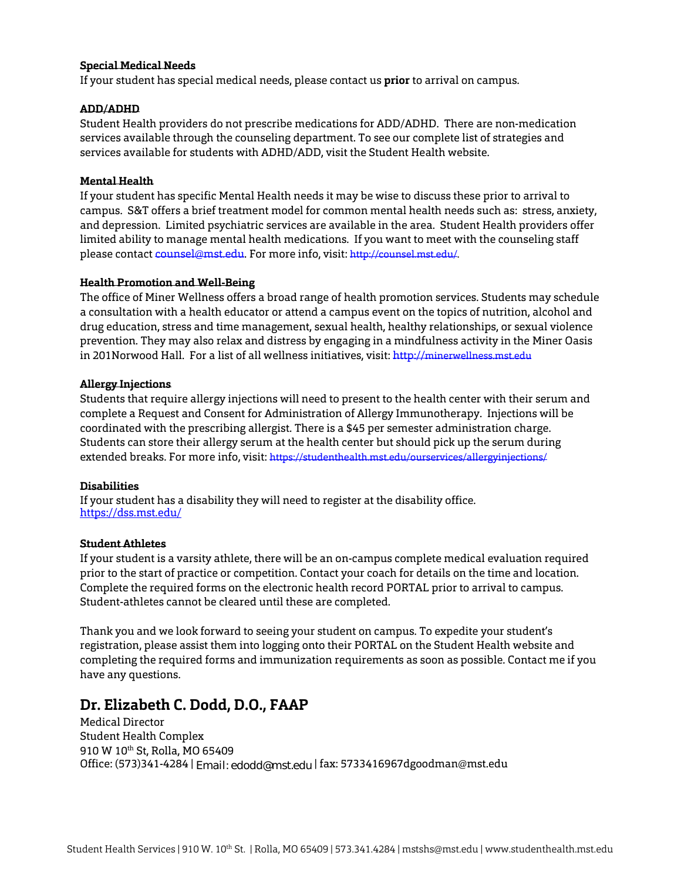**Special Medical Needs**

If your student has special medical needs, please contact us **prior** to arrival on campus.

**ADD/ADHD**

Student Health providers do not prescribe medications for ADD/ADHD. There are non-medication services available through the counseling department. To see our complete list of strategies and services available for students with ADHD/ADD, visit the Student Health website.

**Mental Health**

If your student has specific Mental Health needs it may be wise to discuss these prior to arrival to campus. S&T offers a brief treatment model for common mental health needs such as: stress, anxiety, and depression. Limited psychiatric services are available in the area. Student Health providers offer limited ability to manage mental health medications. If you want to meet with the counseling staff please contact counsel@mst.edu. For more info, visit: http://counsel.mst.edu/.

**Health Promotion and Well-Being**

The office of Miner Wellness offers a broad range of health promotion services. Students may schedule a consultation with a health educator or attend a campus event on the topics of nutrition, alcohol and drug education, stress and time management, sexual health, healthy relationships, or sexual violence prevention. They may also relax and distress by engaging in a mindfulness activity in the Miner Oasis in 201Norwood Hall. For a list of all wellness initiatives, visit: http://minerwellness.mst.edu

**Allergy Injections**

Students that require allergy injections will need to present to the health center with their serum and complete a Request and Consent for Administration of Allergy Immunotherapy. Injections will be coordinated with the prescribing allergist. There is a $45 per semester administration charge. Students can store their allergy serum at the health center but should pick up the serum during extended breaks. For more info, visit: https://studenthealth.mst.edu/ourservices/allergyinjections/

**Disabilities**

If your student has a disability they will need to register at the disability office.
https://dss.mst.edu/

**Student Athletes**

If your student is a varsity athlete, there will be an on-campus complete medical evaluation required prior to the start of practice or competition. Contact your coach for details on the time and location. Complete the required forms on the electronic health record PORTAL prior to arrival to campus. Student-athletes cannot be cleared until these are completed.

Thank you and we look forward to seeing your student on campus. To expedite your student's registration, please assist them into logging onto their PORTAL on the Student Health website and completing the required forms and immunization requirements as soon as possible. Contact me if you have any questions.

## Dr. Elizabeth C. Dodd, D.O., FAAP

Medical Director
Student Health Complex
910 W 10th St, Rolla, MO 65409
Office: (573)341-4284 | Email: edodd@mst.edu | fax: 5733416967dgoodman@mst.edu